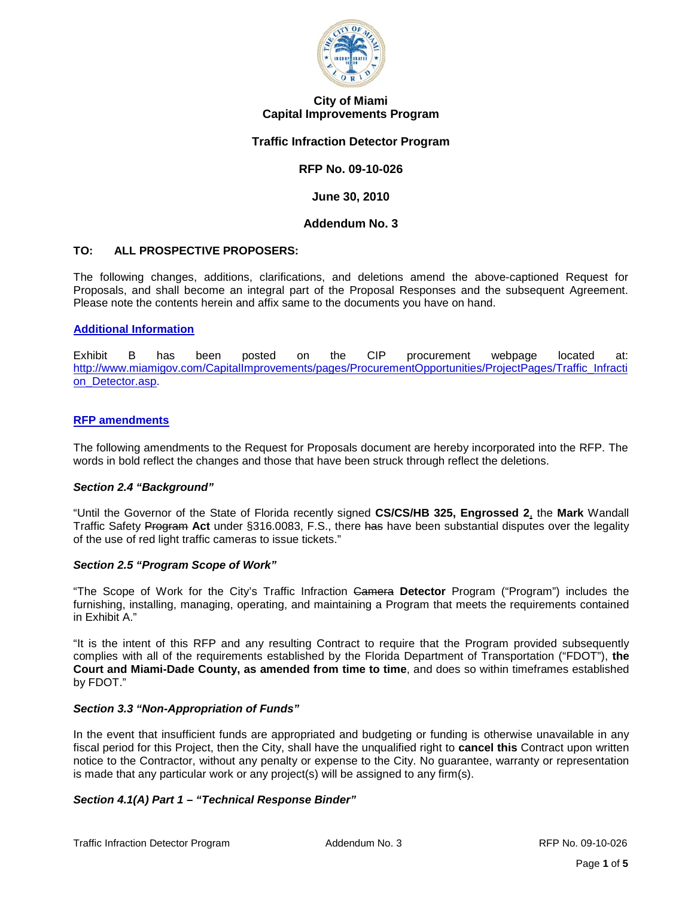# City of Miami
## Capital Improvements Program

### Traffic Infraction Detector Program

### RFP No. 09-10-026

### June 30, 2010

### Addendum No. 3

**TO: ALL PROSPECTIVE PROPOSERS:**

The following changes, additions, clarifications, and deletions amend the above-captioned Request for Proposals, and shall become an integral part of the Proposal Responses and the subsequent Agreement. Please note the contents herein and affix same to the documents you have on hand.

**Additional Information**

Exhibit B has been posted on the CIP procurement webpage located at: http://www.miamigov.com/CapitalImprovements/pages/ProcurementOpportunities/ProjectPages/Traffic_Infraction_Detector.asp.

**RFP amendments**

The following amendments to the Request for Proposals document are hereby incorporated into the RFP. The words in bold reflect the changes and those that have been struck through reflect the deletions.

***Section 2.4 "Background"***

"Until the Governor of the State of Florida recently signed **CS/CS/HB 325, Engrossed 2,** the **Mark** Wandall Traffic Safety ~~Program~~ **Act** under §316.0083, F.S., there ~~has~~ have been substantial disputes over the legality of the use of red light traffic cameras to issue tickets."

***Section 2.5 "Program Scope of Work"***

"The Scope of Work for the City's Traffic Infraction ~~Camera~~ **Detector** Program ("Program") includes the furnishing, installing, managing, operating, and maintaining a Program that meets the requirements contained in Exhibit A."

"It is the intent of this RFP and any resulting Contract to require that the Program provided subsequently complies with all of the requirements established by the Florida Department of Transportation ("FDOT"), **the Court and Miami-Dade County, as amended from time to time**, and does so within timeframes established by FDOT."

***Section 3.3 "Non-Appropriation of Funds"***

In the event that insufficient funds are appropriated and budgeting or funding is otherwise unavailable in any fiscal period for this Project, then the City, shall have the unqualified right to **cancel this** Contract upon written notice to the Contractor, without any penalty or expense to the City. No guarantee, warranty or representation is made that any particular work or any project(s) will be assigned to any firm(s).

***Section 4.1(A) Part 1 – "Technical Response Binder"***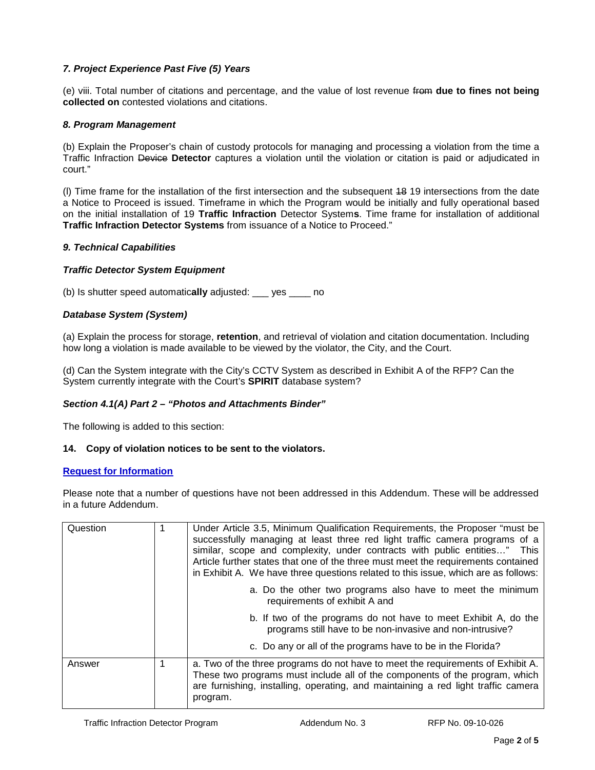### *7. Project Experience Past Five (5) Years*

(e) viii. Total number of citations and percentage, and the value of lost revenue ~~from~~ **due to fines not being collected on** contested violations and citations.

### *8. Program Management*

(b) Explain the Proposer's chain of custody protocols for managing and processing a violation from the time a Traffic Infraction ~~Device~~ **Detector** captures a violation until the violation or citation is paid or adjudicated in court."

(l) Time frame for the installation of the first intersection and the subsequent ~~18~~ 19 intersections from the date a Notice to Proceed is issued. Timeframe in which the Program would be initially and fully operational based on the initial installation of 19 **Traffic Infraction** Detector System**s**. Time frame for installation of additional **Traffic Infraction Detector Systems** from issuance of a Notice to Proceed."

### *9. Technical Capabilities*

#### *Traffic Detector System Equipment*

(b) Is shutter speed automatic**ally** adjusted: ___ yes ____ no

#### *Database System (System)*

(a) Explain the process for storage, **retention**, and retrieval of violation and citation documentation. Including how long a violation is made available to be viewed by the violator, the City, and the Court.

(d) Can the System integrate with the City's CCTV System as described in Exhibit A of the RFP? Can the System currently integrate with the Court's **SPIRIT** database system?

### *Section 4.1(A) Part 2 – "Photos and Attachments Binder"*

The following is added to this section:

**14. Copy of violation notices to be sent to the violators.**

**Request for Information**

Please note that a number of questions have not been addressed in this Addendum. These will be addressed in a future Addendum.

| | | |
|---|---|---|
| Question | 1 | Under Article 3.5, Minimum Qualification Requirements, the Proposer "must be successfully managing at least three red light traffic camera programs of a similar, scope and complexity, under contracts with public entities…" This Article further states that one of the three must meet the requirements contained in Exhibit A. We have three questions related to this issue, which are as follows:<br>a. Do the other two programs also have to meet the minimum requirements of exhibit A and<br>b. If two of the programs do not have to meet Exhibit A, do the programs still have to be non-invasive and non-intrusive?<br>c. Do any or all of the programs have to be in the Florida? |
| Answer | 1 | a. Two of the three programs do not have to meet the requirements of Exhibit A. These two programs must include all of the components of the program, which are furnishing, installing, operating, and maintaining a red light traffic camera program. |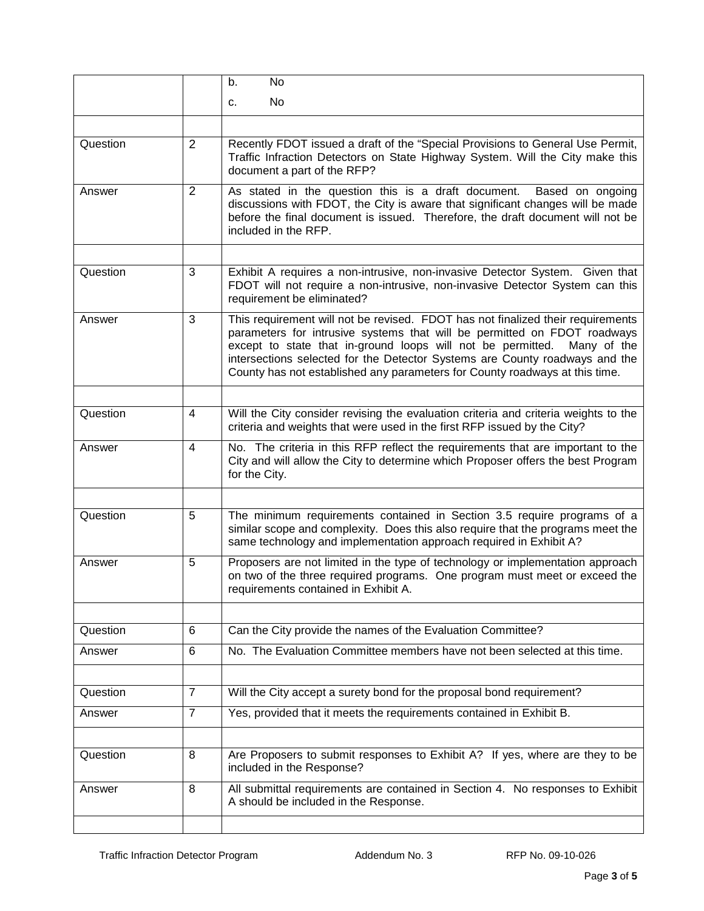| | | |
|---|---|---|
| | | b. No<br>c. No |
| | | |
| Question | 2 | Recently FDOT issued a draft of the "Special Provisions to General Use Permit, Traffic Infraction Detectors on State Highway System. Will the City make this document a part of the RFP? |
| Answer | 2 | As stated in the question this is a draft document. Based on ongoing discussions with FDOT, the City is aware that significant changes will be made before the final document is issued. Therefore, the draft document will not be included in the RFP. |
| | | |
| Question | 3 | Exhibit A requires a non-intrusive, non-invasive Detector System. Given that FDOT will not require a non-intrusive, non-invasive Detector System can this requirement be eliminated? |
| Answer | 3 | This requirement will not be revised. FDOT has not finalized their requirements parameters for intrusive systems that will be permitted on FDOT roadways except to state that in-ground loops will not be permitted. Many of the intersections selected for the Detector Systems are County roadways and the County has not established any parameters for County roadways at this time. |
| | | |
| Question | 4 | Will the City consider revising the evaluation criteria and criteria weights to the criteria and weights that were used in the first RFP issued by the City? |
| Answer | 4 | No. The criteria in this RFP reflect the requirements that are important to the City and will allow the City to determine which Proposer offers the best Program for the City. |
| | | |
| Question | 5 | The minimum requirements contained in Section 3.5 require programs of a similar scope and complexity. Does this also require that the programs meet the same technology and implementation approach required in Exhibit A? |
| Answer | 5 | Proposers are not limited in the type of technology or implementation approach on two of the three required programs. One program must meet or exceed the requirements contained in Exhibit A. |
| | | |
| Question | 6 | Can the City provide the names of the Evaluation Committee? |
| Answer | 6 | No. The Evaluation Committee members have not been selected at this time. |
| | | |
| Question | 7 | Will the City accept a surety bond for the proposal bond requirement? |
| Answer | 7 | Yes, provided that it meets the requirements contained in Exhibit B. |
| | | |
| Question | 8 | Are Proposers to submit responses to Exhibit A? If yes, where are they to be included in the Response? |
| Answer | 8 | All submittal requirements are contained in Section 4. No responses to Exhibit A should be included in the Response. |
| | | |

Traffic Infraction Detector Program Addendum No. 3 RFP No. 09-10-026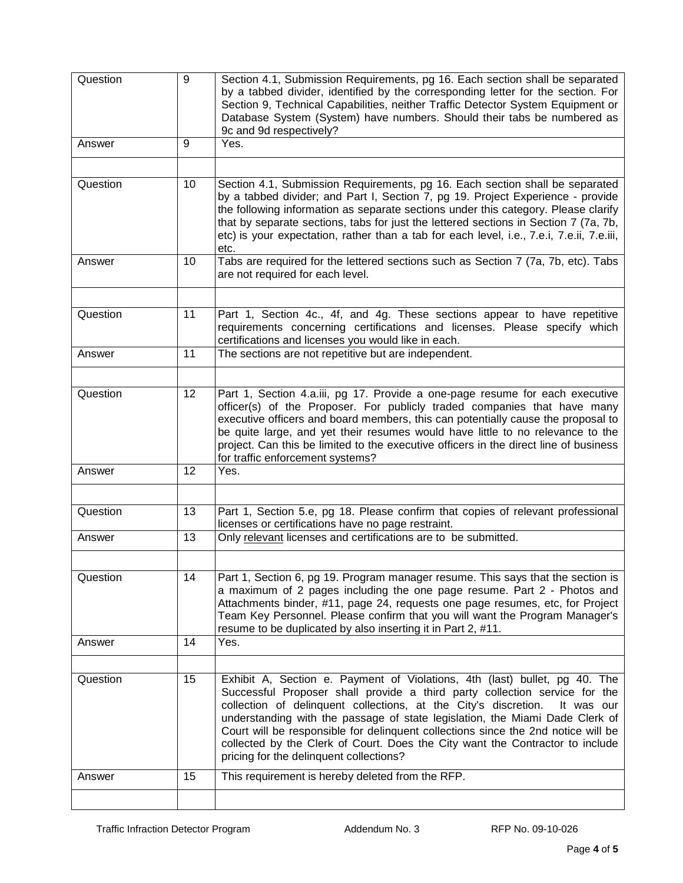| | | |
|---|---|---|
| Question | 9 | Section 4.1, Submission Requirements, pg 16. Each section shall be separated by a tabbed divider, identified by the corresponding letter for the section. For Section 9, Technical Capabilities, neither Traffic Detector System Equipment or Database System (System) have numbers. Should their tabs be numbered as 9c and 9d respectively? |
| Answer | 9 | Yes. |
| | | |
| Question | 10 | Section 4.1, Submission Requirements, pg 16. Each section shall be separated by a tabbed divider; and Part I, Section 7, pg 19. Project Experience - provide the following information as separate sections under this category. Please clarify that by separate sections, tabs for just the lettered sections in Section 7 (7a, 7b, etc) is your expectation, rather than a tab for each level, i.e., 7.e.i, 7.e.ii, 7.e.iii, etc. |
| Answer | 10 | Tabs are required for the lettered sections such as Section 7 (7a, 7b, etc). Tabs are not required for each level. |
| | | |
| Question | 11 | Part 1, Section 4c., 4f, and 4g. These sections appear to have repetitive requirements concerning certifications and licenses. Please specify which certifications and licenses you would like in each. |
| Answer | 11 | The sections are not repetitive but are independent. |
| | | |
| Question | 12 | Part 1, Section 4.a.iii, pg 17. Provide a one-page resume for each executive officer(s) of the Proposer. For publicly traded companies that have many executive officers and board members, this can potentially cause the proposal to be quite large, and yet their resumes would have little to no relevance to the project. Can this be limited to the executive officers in the direct line of business for traffic enforcement systems? |
| Answer | 12 | Yes. |
| | | |
| Question | 13 | Part 1, Section 5.e, pg 18. Please confirm that copies of relevant professional licenses or certifications have no page restraint. |
| Answer | 13 | Only <u>relevant</u> licenses and certifications are to be submitted. |
| | | |
| Question | 14 | Part 1, Section 6, pg 19. Program manager resume. This says that the section is a maximum of 2 pages including the one page resume. Part 2 - Photos and Attachments binder, #11, page 24, requests one page resumes, etc, for Project Team Key Personnel. Please confirm that you will want the Program Manager's resume to be duplicated by also inserting it in Part 2, #11. |
| Answer | 14 | Yes. |
| | | |
| Question | 15 | Exhibit A, Section e. Payment of Violations, 4th (last) bullet, pg 40. The Successful Proposer shall provide a third party collection service for the collection of delinquent collections, at the City's discretion. It was our understanding with the passage of state legislation, the Miami Dade Clerk of Court will be responsible for delinquent collections since the 2nd notice will be collected by the Clerk of Court. Does the City want the Contractor to include pricing for the delinquent collections? |
| Answer | 15 | This requirement is hereby deleted from the RFP. |
| | | |

Traffic Infraction Detector Program Addendum No. 3 RFP No. 09-10-026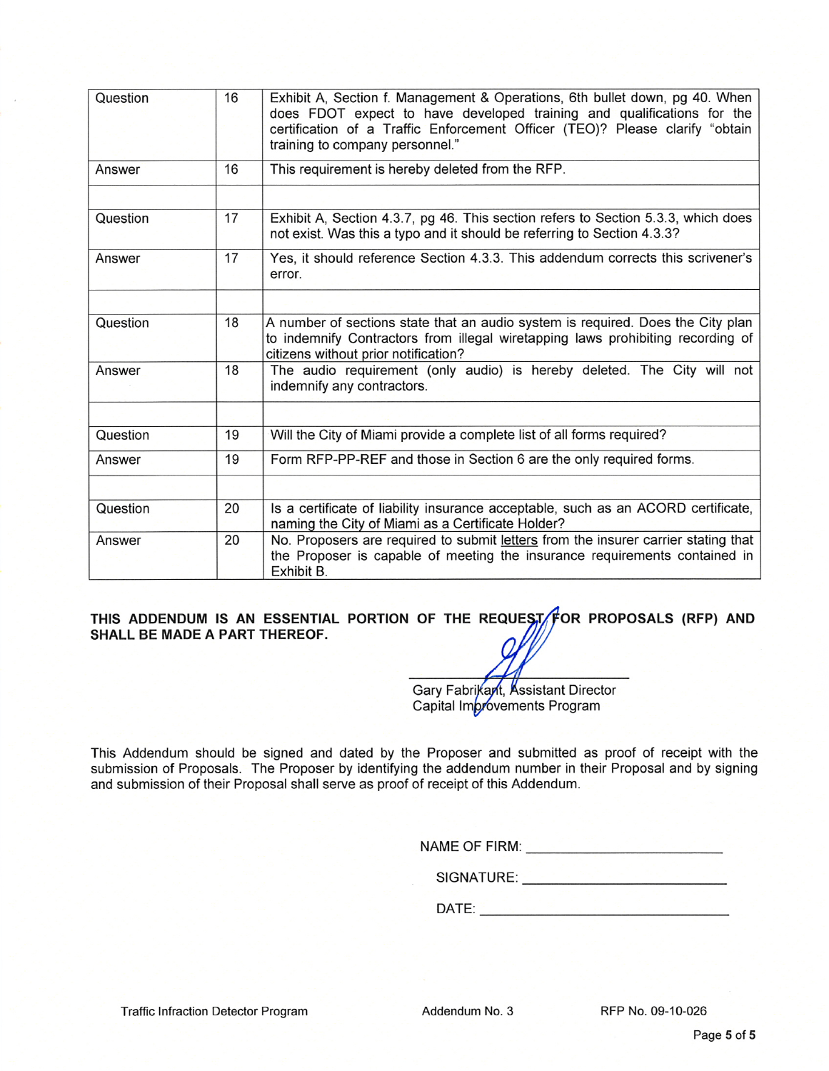| | | |
|---|---|---|
| Question | 16 | Exhibit A, Section f. Management & Operations, 6th bullet down, pg 40. When does FDOT expect to have developed training and qualifications for the certification of a Traffic Enforcement Officer (TEO)? Please clarify "obtain training to company personnel." |
| Answer | 16 | This requirement is hereby deleted from the RFP. |
| | | |
| Question | 17 | Exhibit A, Section 4.3.7, pg 46. This section refers to Section 5.3.3, which does not exist. Was this a typo and it should be referring to Section 4.3.3? |
| Answer | 17 | Yes, it should reference Section 4.3.3. This addendum corrects this scrivener's error. |
| | | |
| Question | 18 | A number of sections state that an audio system is required. Does the City plan to indemnify Contractors from illegal wiretapping laws prohibiting recording of citizens without prior notification? |
| Answer | 18 | The audio requirement (only audio) is hereby deleted. The City will not indemnify any contractors. |
| | | |
| Question | 19 | Will the City of Miami provide a complete list of all forms required? |
| Answer | 19 | Form RFP-PP-REF and those in Section 6 are the only required forms. |
| | | |
| Question | 20 | Is a certificate of liability insurance acceptable, such as an ACORD certificate, naming the City of Miami as a Certificate Holder? |
| Answer | 20 | No. Proposers are required to submit letters from the insurer carrier stating that the Proposer is capable of meeting the insurance requirements contained in Exhibit B. |

**THIS ADDENDUM IS AN ESSENTIAL PORTION OF THE REQUEST FOR PROPOSALS (RFP) AND SHALL BE MADE A PART THEREOF.**

Gary Fabrikant, Assistant Director
Capital Improvements Program

This Addendum should be signed and dated by the Proposer and submitted as proof of receipt with the submission of Proposals. The Proposer by identifying the addendum number in their Proposal and by signing and submission of their Proposal shall serve as proof of receipt of this Addendum.

NAME OF FIRM: ________________________

SIGNATURE: ________________________

DATE: ________________________

Traffic Infraction Detector Program — Addendum No. 3 — RFP No. 09-10-026